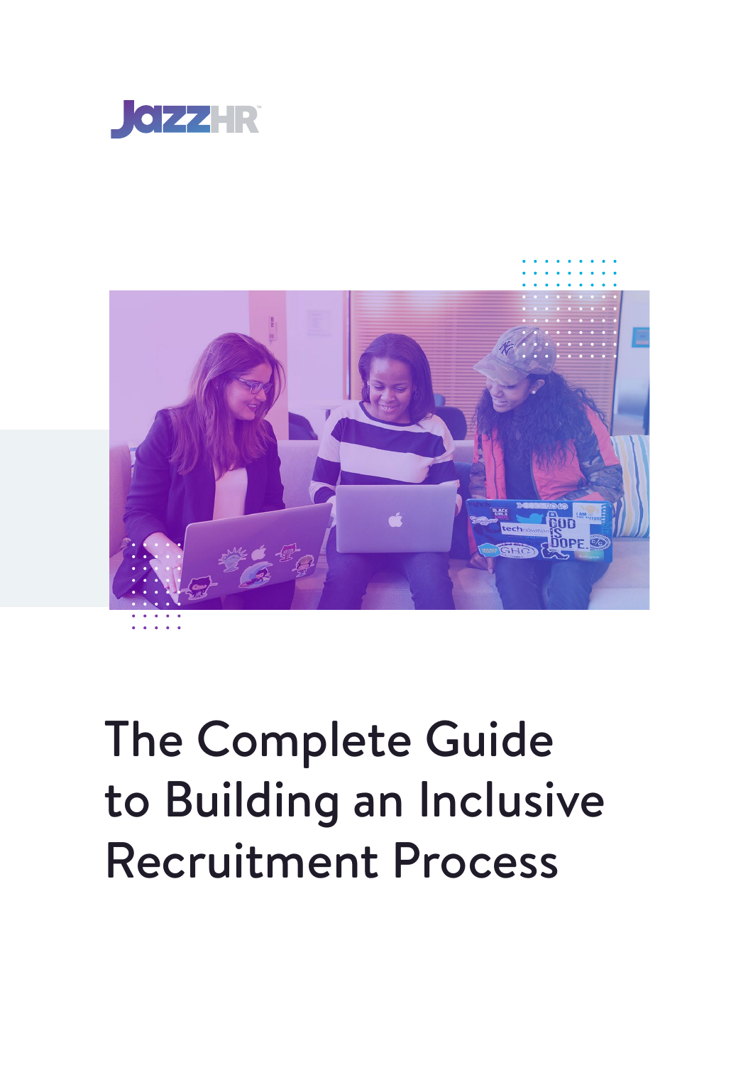JazzHR

# The Complete Guide to Building an Inclusive Recruitment Process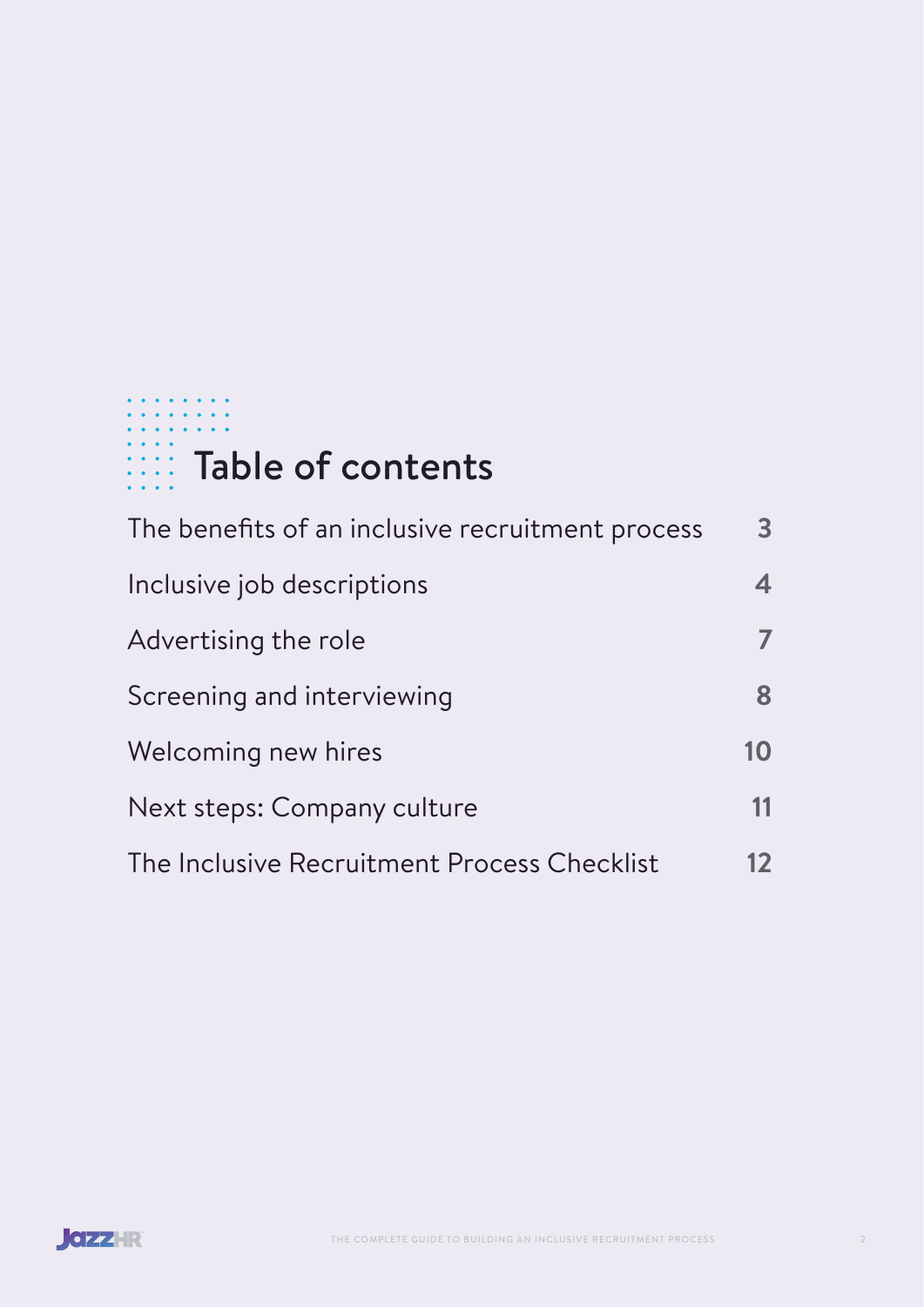# Table of contents

| | |
|---|---|
| The benefits of an inclusive recruitment process | 3 |
| Inclusive job descriptions | 4 |
| Advertising the role | 7 |
| Screening and interviewing | 8 |
| Welcoming new hires | 10 |
| Next steps: Company culture | 11 |
| The Inclusive Recruitment Process Checklist | 12 |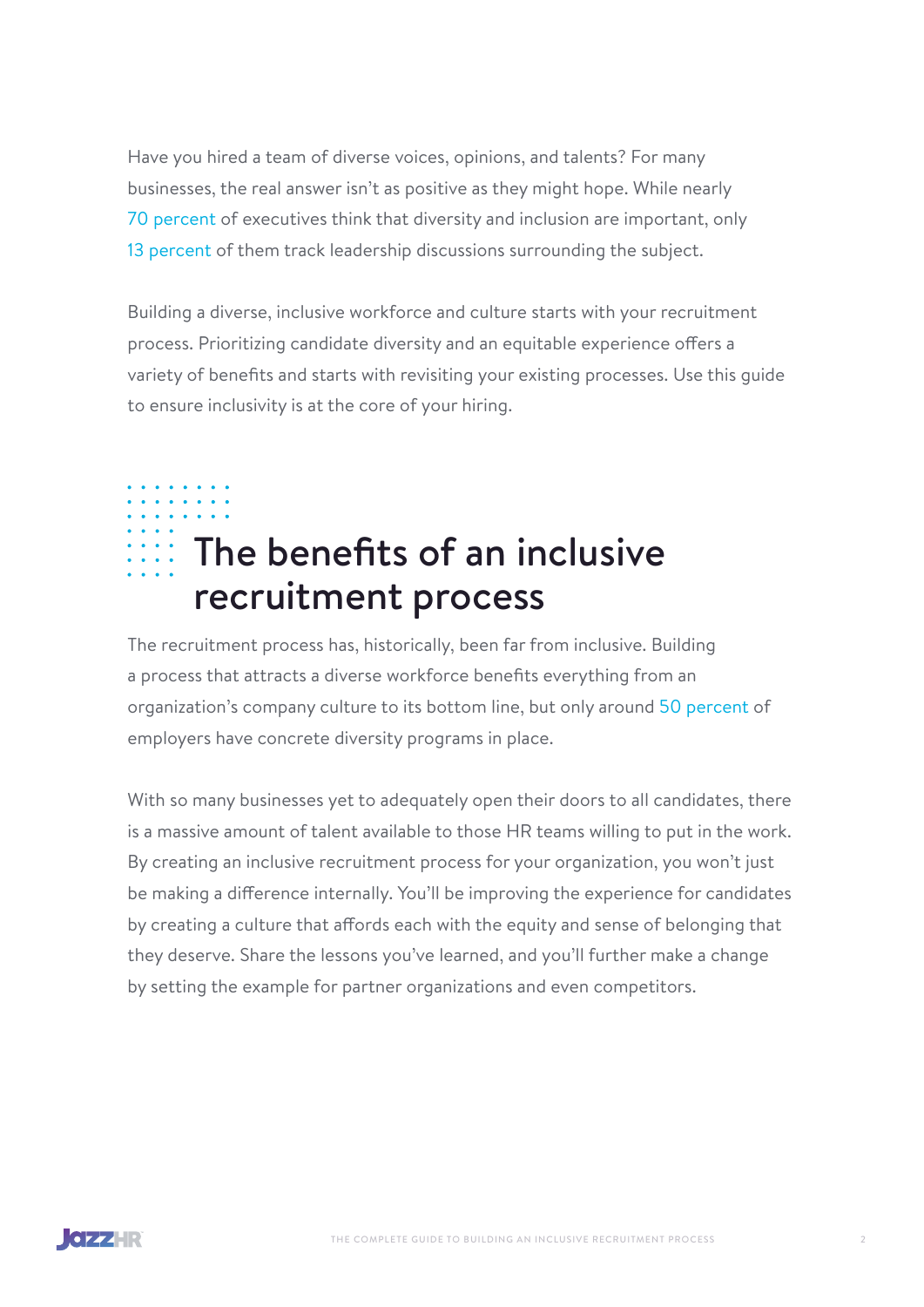Have you hired a team of diverse voices, opinions, and talents? For many businesses, the real answer isn't as positive as they might hope. While nearly 70 percent of executives think that diversity and inclusion are important, only 13 percent of them track leadership discussions surrounding the subject.

Building a diverse, inclusive workforce and culture starts with your recruitment process. Prioritizing candidate diversity and an equitable experience offers a variety of benefits and starts with revisiting your existing processes. Use this guide to ensure inclusivity is at the core of your hiring.

## The benefits of an inclusive recruitment process

The recruitment process has, historically, been far from inclusive. Building a process that attracts a diverse workforce benefits everything from an organization's company culture to its bottom line, but only around 50 percent of employers have concrete diversity programs in place.

With so many businesses yet to adequately open their doors to all candidates, there is a massive amount of talent available to those HR teams willing to put in the work. By creating an inclusive recruitment process for your organization, you won't just be making a difference internally. You'll be improving the experience for candidates by creating a culture that affords each with the equity and sense of belonging that they deserve. Share the lessons you've learned, and you'll further make a change by setting the example for partner organizations and even competitors.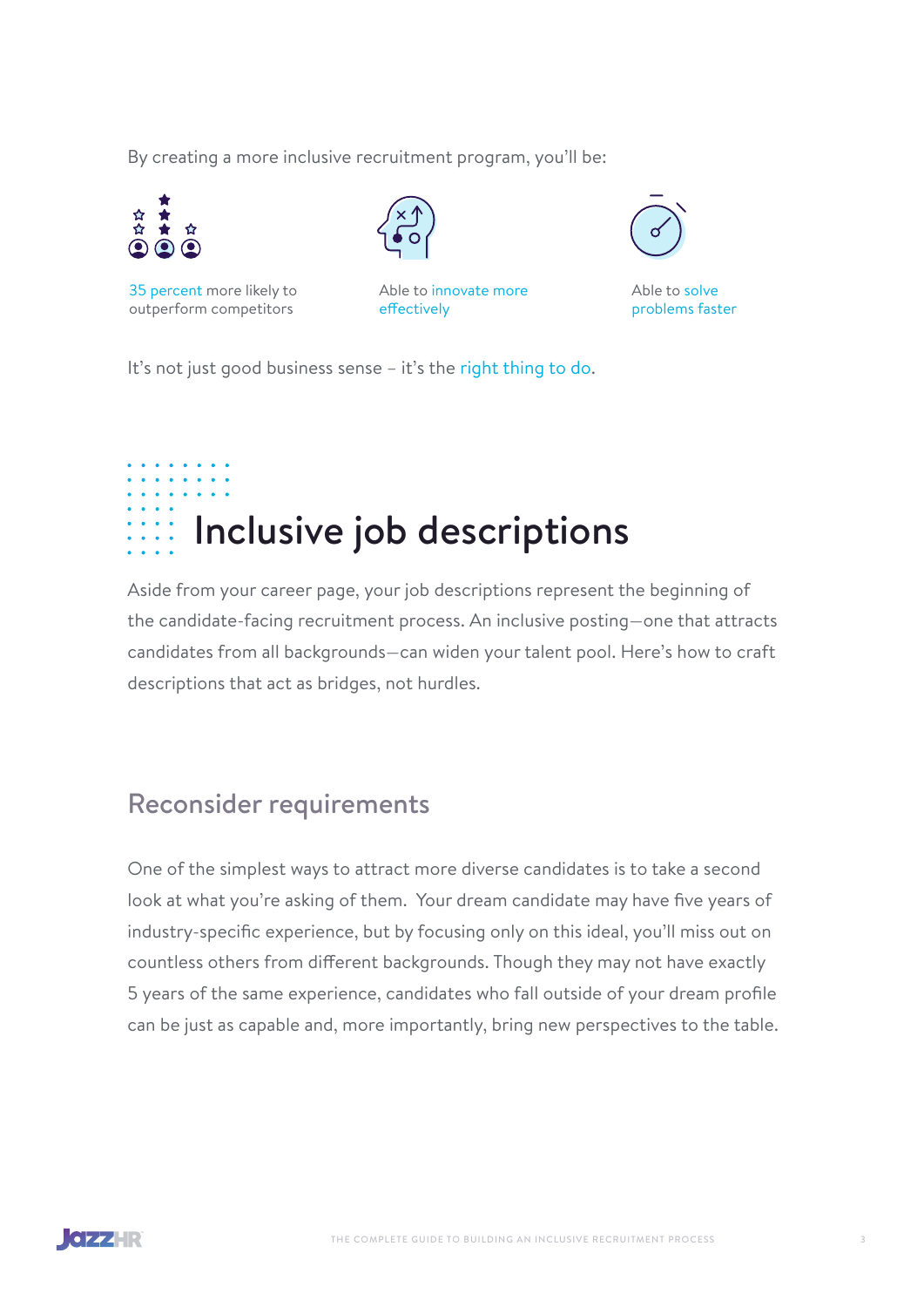By creating a more inclusive recruitment program, you'll be:

- 35 percent more likely to outperform competitors
- Able to innovate more effectively
- Able to solve problems faster

It's not just good business sense – it's the right thing to do.

# Inclusive job descriptions

Aside from your career page, your job descriptions represent the beginning of the candidate-facing recruitment process. An inclusive posting—one that attracts candidates from all backgrounds—can widen your talent pool. Here's how to craft descriptions that act as bridges, not hurdles.

## Reconsider requirements

One of the simplest ways to attract more diverse candidates is to take a second look at what you're asking of them. Your dream candidate may have five years of industry-specific experience, but by focusing only on this ideal, you'll miss out on countless others from different backgrounds. Though they may not have exactly 5 years of the same experience, candidates who fall outside of your dream profile can be just as capable and, more importantly, bring new perspectives to the table.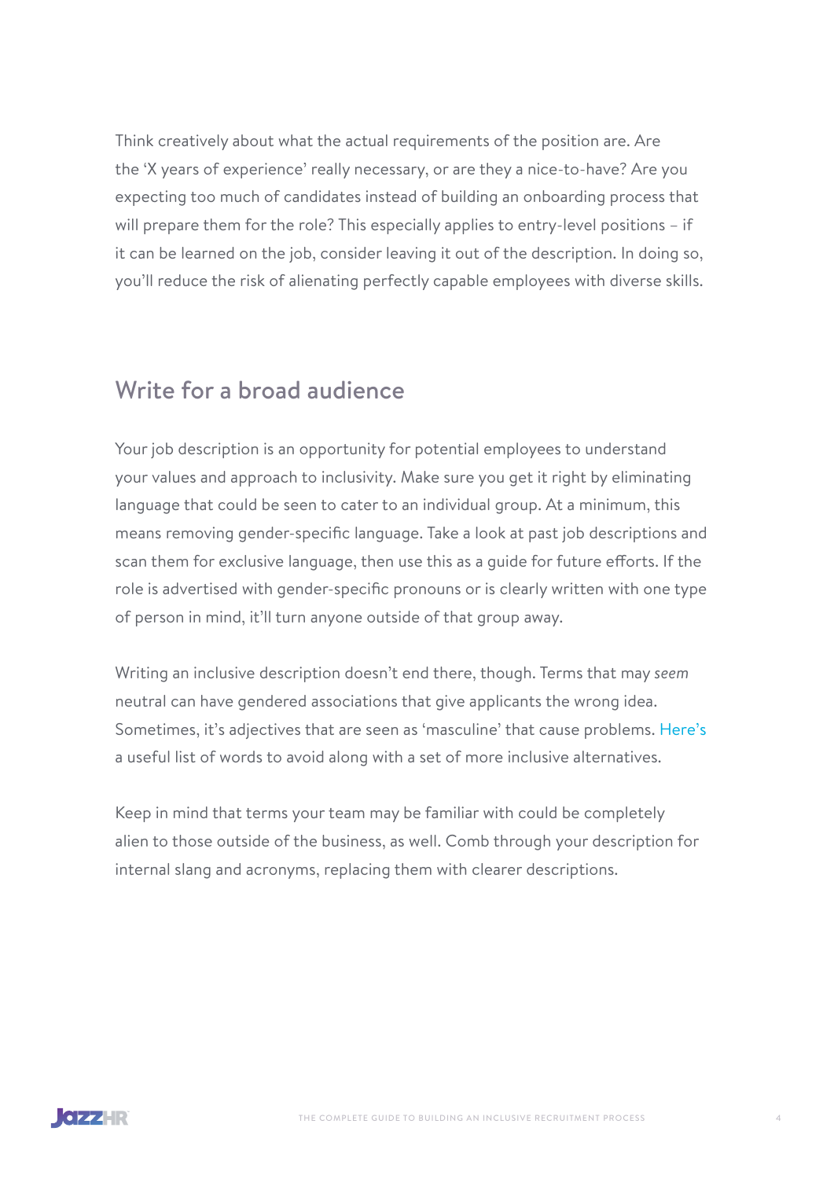Think creatively about what the actual requirements of the position are. Are the 'X years of experience' really necessary, or are they a nice-to-have? Are you expecting too much of candidates instead of building an onboarding process that will prepare them for the role? This especially applies to entry-level positions – if it can be learned on the job, consider leaving it out of the description. In doing so, you'll reduce the risk of alienating perfectly capable employees with diverse skills.

## Write for a broad audience

Your job description is an opportunity for potential employees to understand your values and approach to inclusivity. Make sure you get it right by eliminating language that could be seen to cater to an individual group. At a minimum, this means removing gender-specific language. Take a look at past job descriptions and scan them for exclusive language, then use this as a guide for future efforts. If the role is advertised with gender-specific pronouns or is clearly written with one type of person in mind, it'll turn anyone outside of that group away.

Writing an inclusive description doesn't end there, though. Terms that may *seem* neutral can have gendered associations that give applicants the wrong idea. Sometimes, it's adjectives that are seen as 'masculine' that cause problems. Here's a useful list of words to avoid along with a set of more inclusive alternatives.

Keep in mind that terms your team may be familiar with could be completely alien to those outside of the business, as well. Comb through your description for internal slang and acronyms, replacing them with clearer descriptions.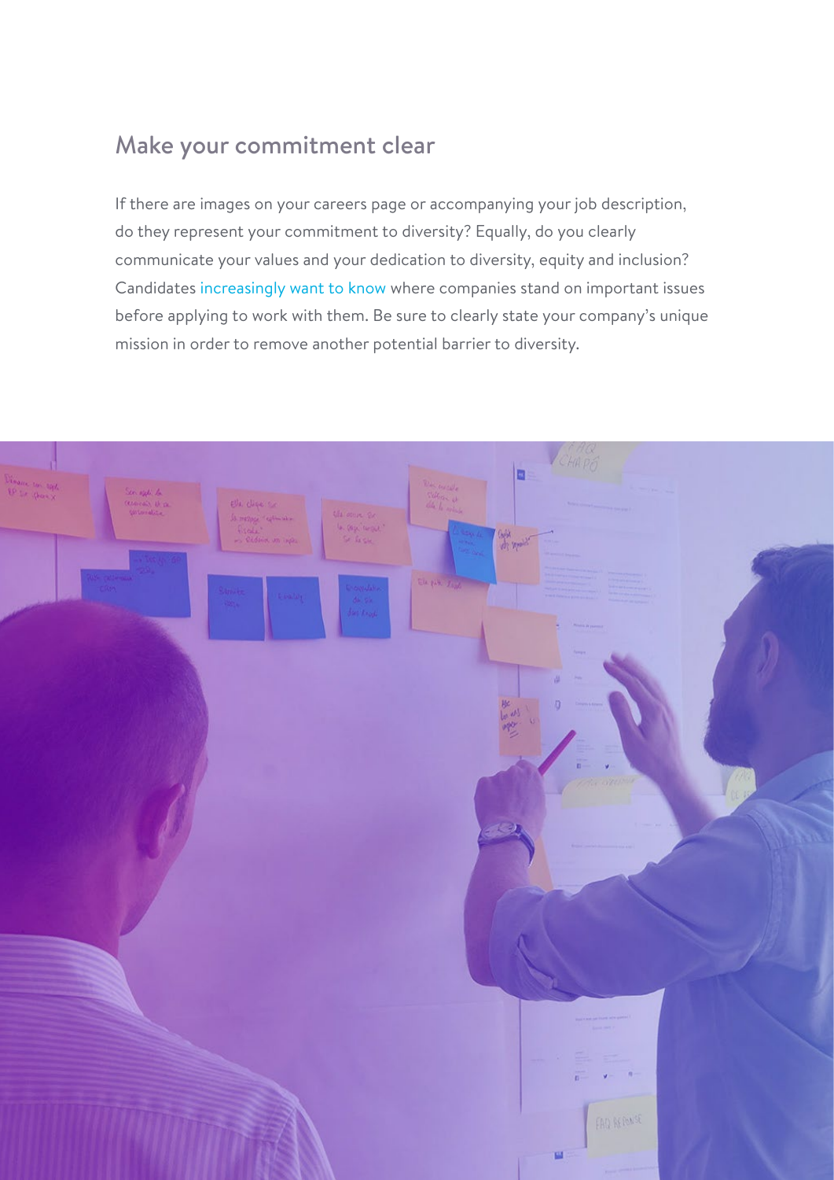## Make your commitment clear

If there are images on your careers page or accompanying your job description, do they represent your commitment to diversity? Equally, do you clearly communicate your values and your dedication to diversity, equity and inclusion? Candidates increasingly want to know where companies stand on important issues before applying to work with them. Be sure to clearly state your company's unique mission in order to remove another potential barrier to diversity.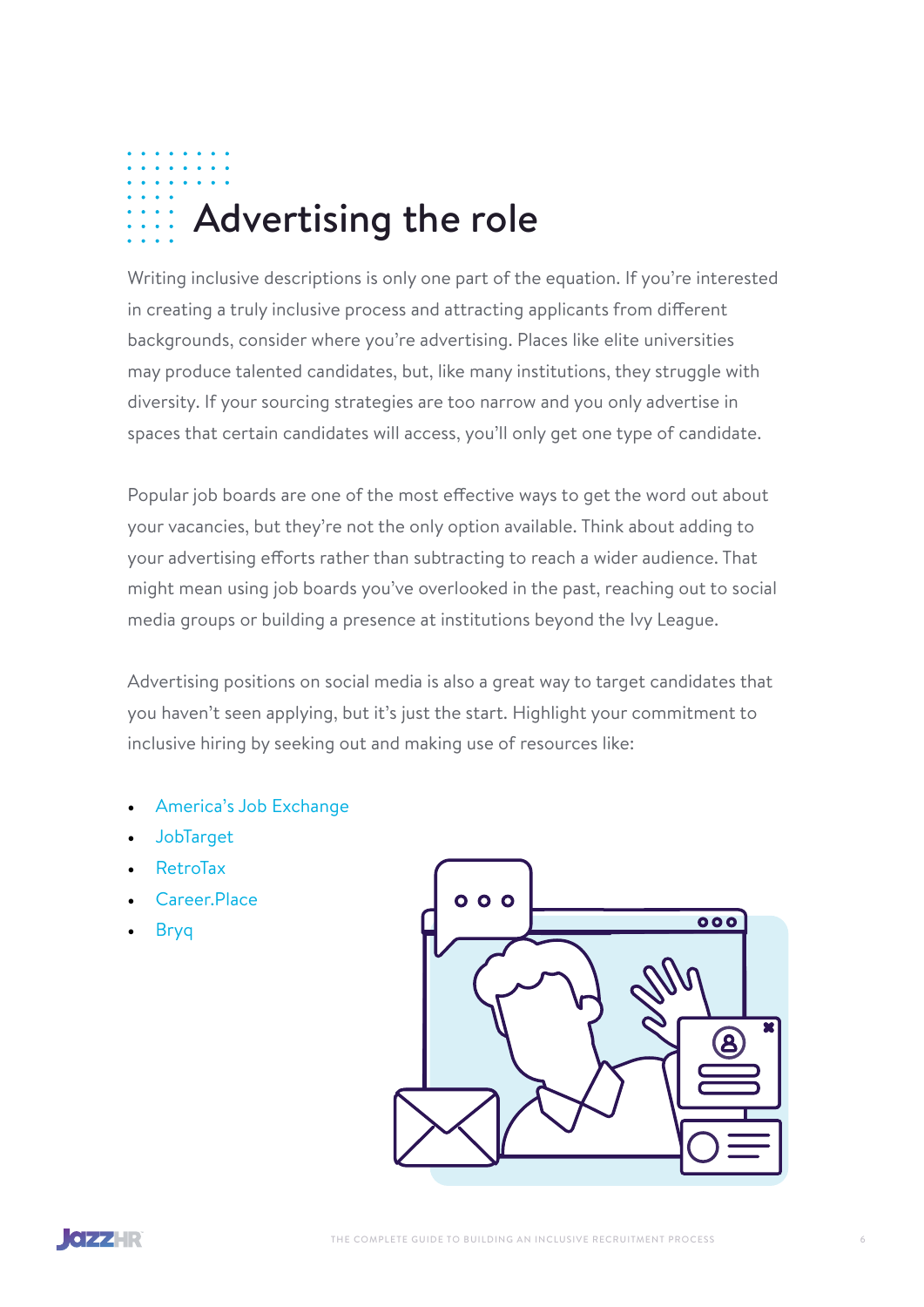# Advertising the role

Writing inclusive descriptions is only one part of the equation. If you're interested in creating a truly inclusive process and attracting applicants from different backgrounds, consider where you're advertising. Places like elite universities may produce talented candidates, but, like many institutions, they struggle with diversity. If your sourcing strategies are too narrow and you only advertise in spaces that certain candidates will access, you'll only get one type of candidate.

Popular job boards are one of the most effective ways to get the word out about your vacancies, but they're not the only option available. Think about adding to your advertising efforts rather than subtracting to reach a wider audience. That might mean using job boards you've overlooked in the past, reaching out to social media groups or building a presence at institutions beyond the Ivy League.

Advertising positions on social media is also a great way to target candidates that you haven't seen applying, but it's just the start. Highlight your commitment to inclusive hiring by seeking out and making use of resources like:

- America's Job Exchange
- JobTarget
- RetroTax
- Career.Place
- Bryq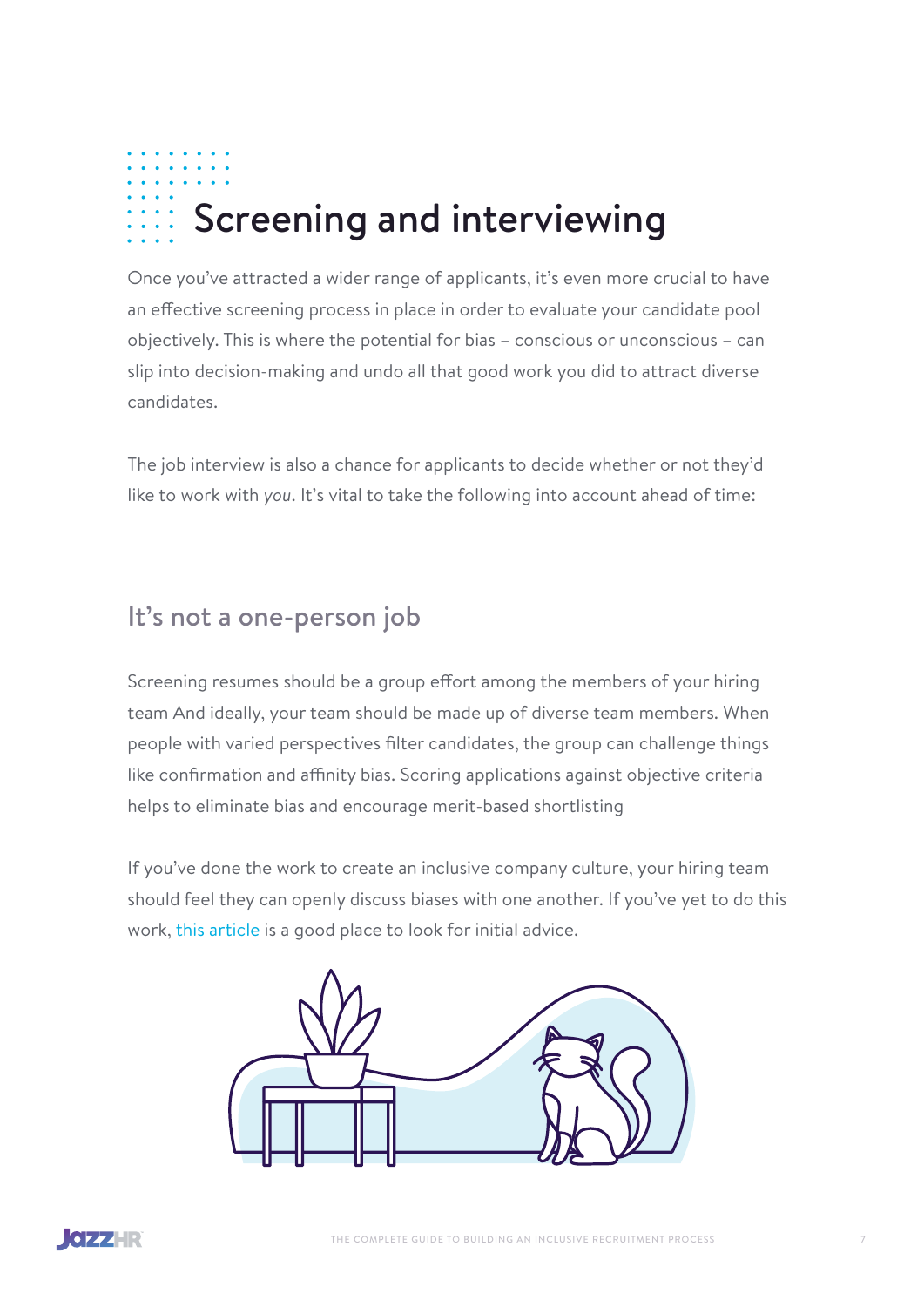# Screening and interviewing

Once you've attracted a wider range of applicants, it's even more crucial to have an effective screening process in place in order to evaluate your candidate pool objectively. This is where the potential for bias – conscious or unconscious – can slip into decision-making and undo all that good work you did to attract diverse candidates.

The job interview is also a chance for applicants to decide whether or not they'd like to work with *you*. It's vital to take the following into account ahead of time:

## It's not a one-person job

Screening resumes should be a group effort among the members of your hiring team And ideally, your team should be made up of diverse team members. When people with varied perspectives filter candidates, the group can challenge things like confirmation and affinity bias. Scoring applications against objective criteria helps to eliminate bias and encourage merit-based shortlisting

If you've done the work to create an inclusive company culture, your hiring team should feel they can openly discuss biases with one another. If you've yet to do this work, this article is a good place to look for initial advice.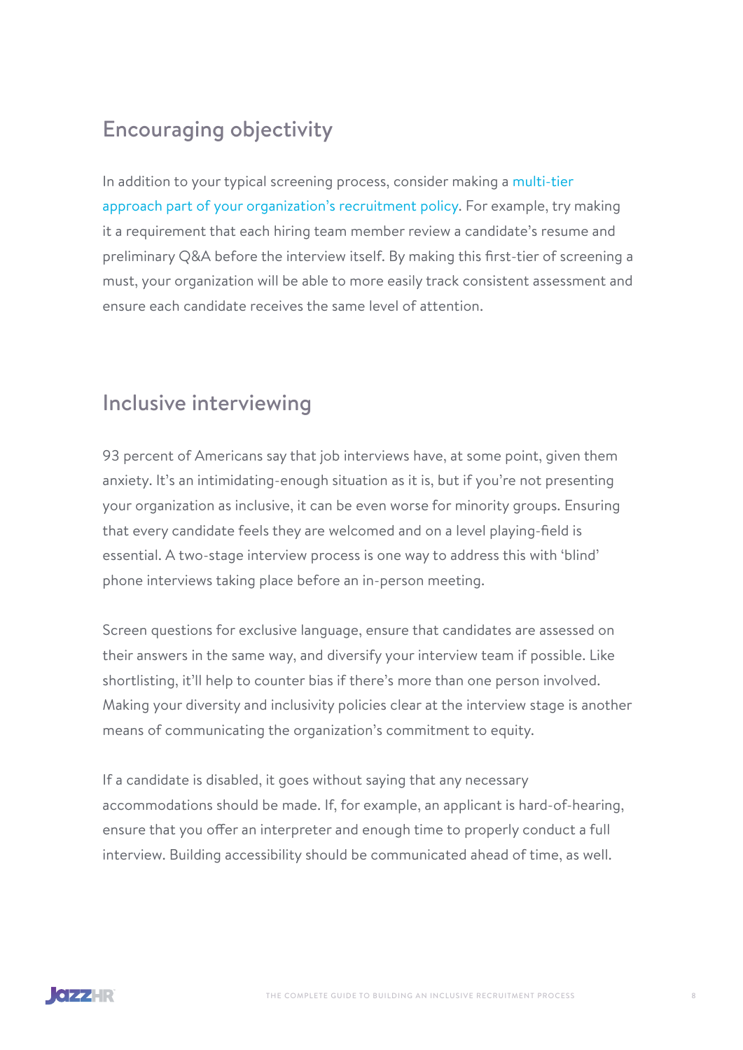## Encouraging objectivity

In addition to your typical screening process, consider making a multi-tier approach part of your organization's recruitment policy. For example, try making it a requirement that each hiring team member review a candidate's resume and preliminary Q&A before the interview itself. By making this first-tier of screening a must, your organization will be able to more easily track consistent assessment and ensure each candidate receives the same level of attention.

## Inclusive interviewing

93 percent of Americans say that job interviews have, at some point, given them anxiety. It's an intimidating-enough situation as it is, but if you're not presenting your organization as inclusive, it can be even worse for minority groups. Ensuring that every candidate feels they are welcomed and on a level playing-field is essential. A two-stage interview process is one way to address this with 'blind' phone interviews taking place before an in-person meeting.

Screen questions for exclusive language, ensure that candidates are assessed on their answers in the same way, and diversify your interview team if possible. Like shortlisting, it'll help to counter bias if there's more than one person involved. Making your diversity and inclusivity policies clear at the interview stage is another means of communicating the organization's commitment to equity.

If a candidate is disabled, it goes without saying that any necessary accommodations should be made. If, for example, an applicant is hard-of-hearing, ensure that you offer an interpreter and enough time to properly conduct a full interview. Building accessibility should be communicated ahead of time, as well.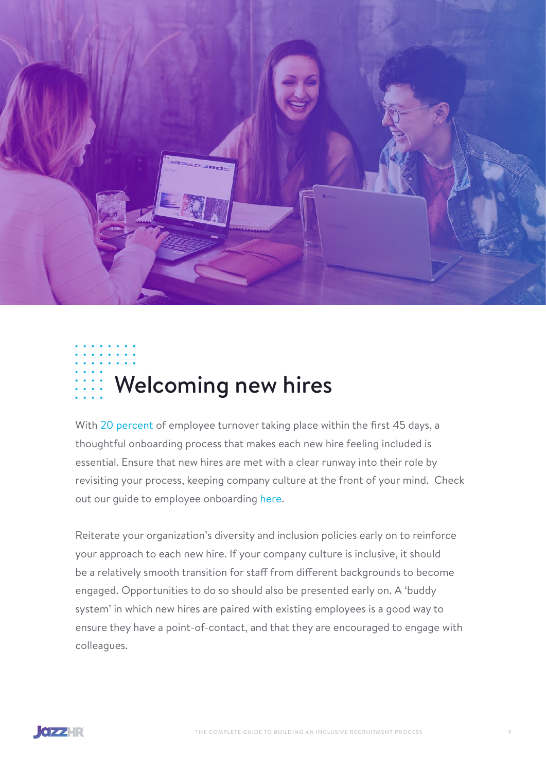## Welcoming new hires

With 20 percent of employee turnover taking place within the first 45 days, a thoughtful onboarding process that makes each new hire feeling included is essential. Ensure that new hires are met with a clear runway into their role by revisiting your process, keeping company culture at the front of your mind. Check out our guide to employee onboarding here.

Reiterate your organization's diversity and inclusion policies early on to reinforce your approach to each new hire. If your company culture is inclusive, it should be a relatively smooth transition for staff from different backgrounds to become engaged. Opportunities to do so should also be presented early on. A 'buddy system' in which new hires are paired with existing employees is a good way to ensure they have a point-of-contact, and that they are encouraged to engage with colleagues.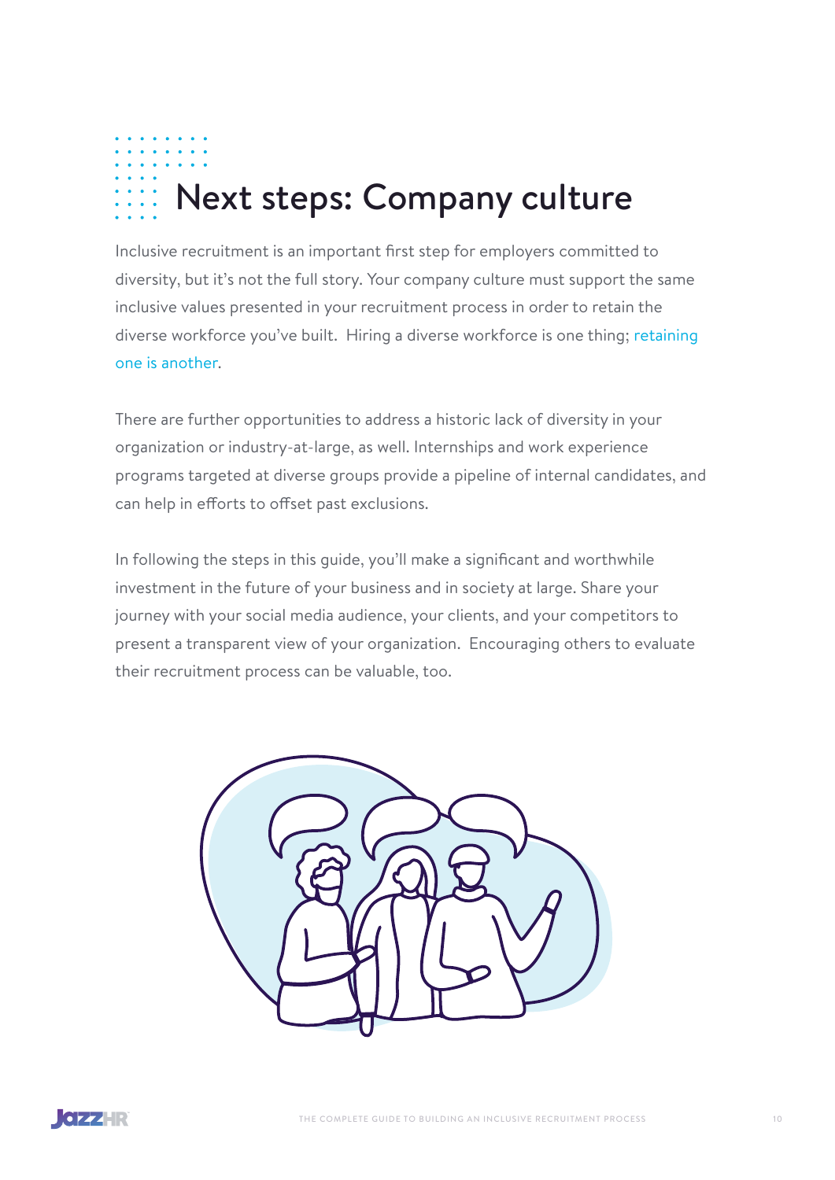# Next steps: Company culture

Inclusive recruitment is an important first step for employers committed to diversity, but it's not the full story. Your company culture must support the same inclusive values presented in your recruitment process in order to retain the diverse workforce you've built.  Hiring a diverse workforce is one thing; retaining one is another.

There are further opportunities to address a historic lack of diversity in your organization or industry-at-large, as well. Internships and work experience programs targeted at diverse groups provide a pipeline of internal candidates, and can help in efforts to offset past exclusions.

In following the steps in this guide, you'll make a significant and worthwhile investment in the future of your business and in society at large. Share your journey with your social media audience, your clients, and your competitors to present a transparent view of your organization.  Encouraging others to evaluate their recruitment process can be valuable, too.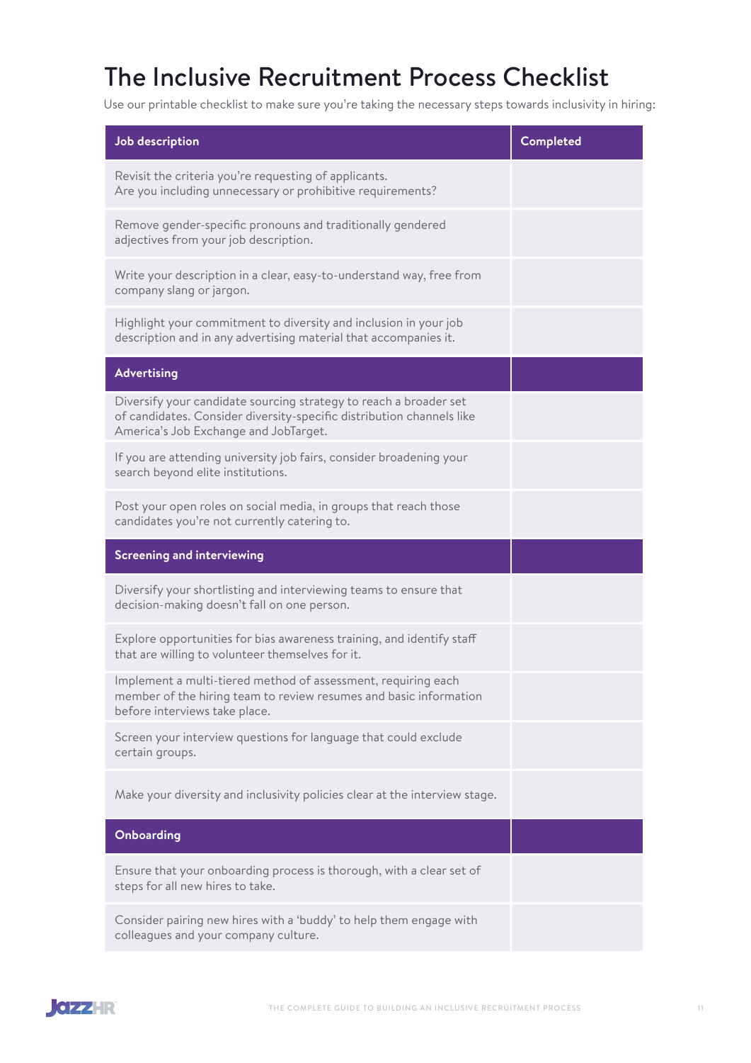# The Inclusive Recruitment Process Checklist

Use our printable checklist to make sure you're taking the necessary steps towards inclusivity in hiring:

| Job description | Completed |
|---|---|
| Revisit the criteria you're requesting of applicants. Are you including unnecessary or prohibitive requirements? | |
| Remove gender-specific pronouns and traditionally gendered adjectives from your job description. | |
| Write your description in a clear, easy-to-understand way, free from company slang or jargon. | |
| Highlight your commitment to diversity and inclusion in your job description and in any advertising material that accompanies it. | |
| **Advertising** | |
| Diversify your candidate sourcing strategy to reach a broader set of candidates. Consider diversity-specific distribution channels like America's Job Exchange and JobTarget. | |
| If you are attending university job fairs, consider broadening your search beyond elite institutions. | |
| Post your open roles on social media, in groups that reach those candidates you're not currently catering to. | |
| **Screening and interviewing** | |
| Diversify your shortlisting and interviewing teams to ensure that decision-making doesn't fall on one person. | |
| Explore opportunities for bias awareness training, and identify staff that are willing to volunteer themselves for it. | |
| Implement a multi-tiered method of assessment, requiring each member of the hiring team to review resumes and basic information before interviews take place. | |
| Screen your interview questions for language that could exclude certain groups. | |
| Make your diversity and inclusivity policies clear at the interview stage. | |
| **Onboarding** | |
| Ensure that your onboarding process is thorough, with a clear set of steps for all new hires to take. | |
| Consider pairing new hires with a 'buddy' to help them engage with colleagues and your company culture. | |